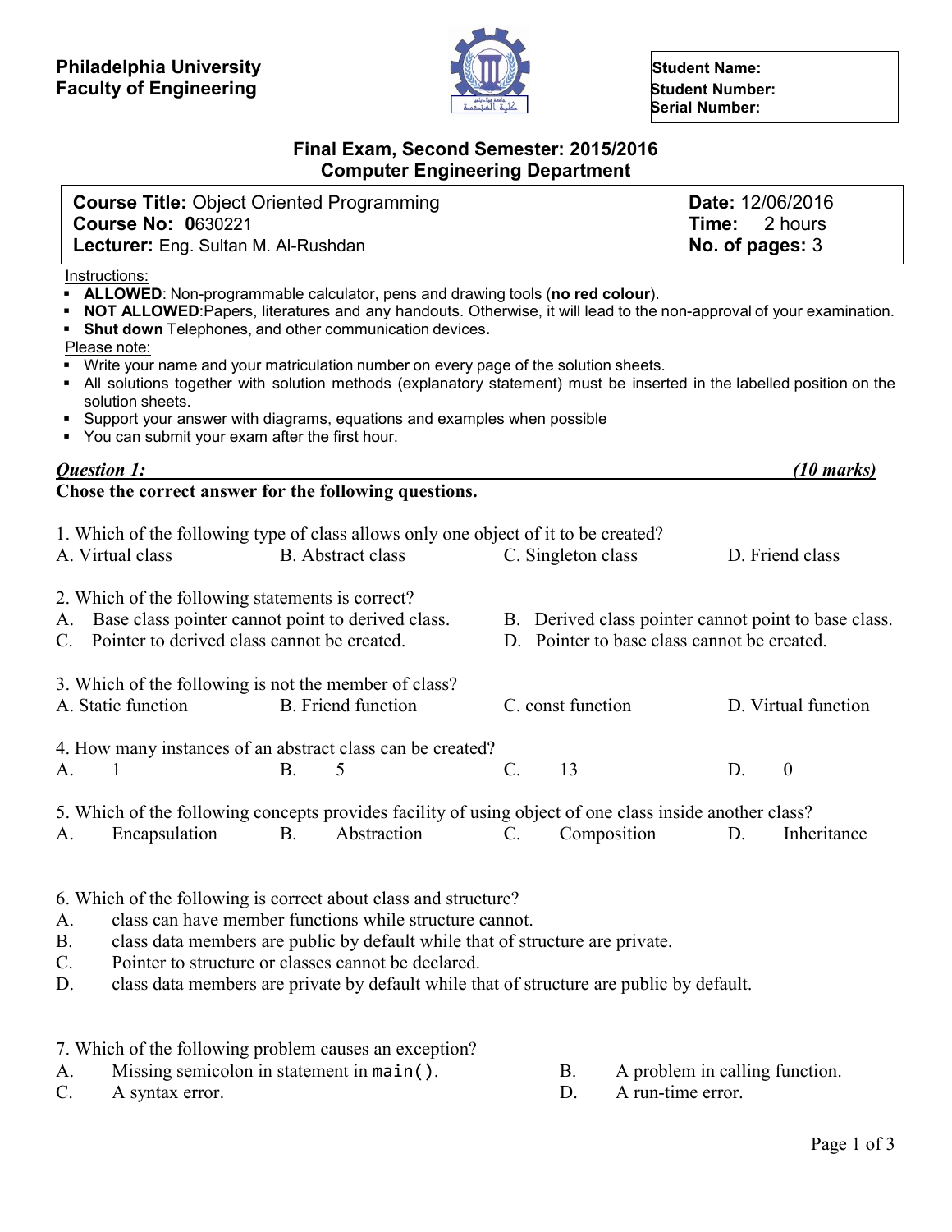**Philadelphia University**
**Faculty of Engineering**

**Student Name:**
**Student Number:**
**Serial Number:**

## Final Exam, Second Semester: 2015/2016
## Computer Engineering Department

| | |
|---|---|
| **Course Title:** Object Oriented Programming | **Date:** 12/06/2016 |
| **Course No: 0**630221 | **Time:** 2 hours |
| **Lecturer:** Eng. Sultan M. Al-Rushdan | **No. of pages:** 3 |

Instructions:

- **ALLOWED**: Non-programmable calculator, pens and drawing tools (**no red colour**).
- **NOT ALLOWED**:Papers, literatures and any handouts. Otherwise, it will lead to the non-approval of your examination.
- **Shut down** Telephones, and other communication devices**.**

Please note:

- Write your name and your matriculation number on every page of the solution sheets.
- All solutions together with solution methods (explanatory statement) must be inserted in the labelled position on the solution sheets.
- Support your answer with diagrams, equations and examples when possible
- You can submit your exam after the first hour.

***Question 1:*** ***(10 marks)***

**Chose the correct answer for the following questions.**

1. Which of the following type of class allows only one object of it to be created?
A. Virtual class B. Abstract class C. Singleton class D. Friend class

2. Which of the following statements is correct?
A. Base class pointer cannot point to derived class.
B. Derived class pointer cannot point to base class.
C. Pointer to derived class cannot be created.
D. Pointer to base class cannot be created.

3. Which of the following is not the member of class?
A. Static function B. Friend function C. const function D. Virtual function

4. How many instances of an abstract class can be created?
A. 1 B. 5 C. 13 D. 0

5. Which of the following concepts provides facility of using object of one class inside another class?
A. Encapsulation B. Abstraction C. Composition D. Inheritance

6. Which of the following is correct about class and structure?
A. class can have member functions while structure cannot.
B. class data members are public by default while that of structure are private.
C. Pointer to structure or classes cannot be declared.
D. class data members are private by default while that of structure are public by default.

7. Which of the following problem causes an exception?
A. Missing semicolon in statement in `main()`.
B. A problem in calling function.
C. A syntax error.
D. A run-time error.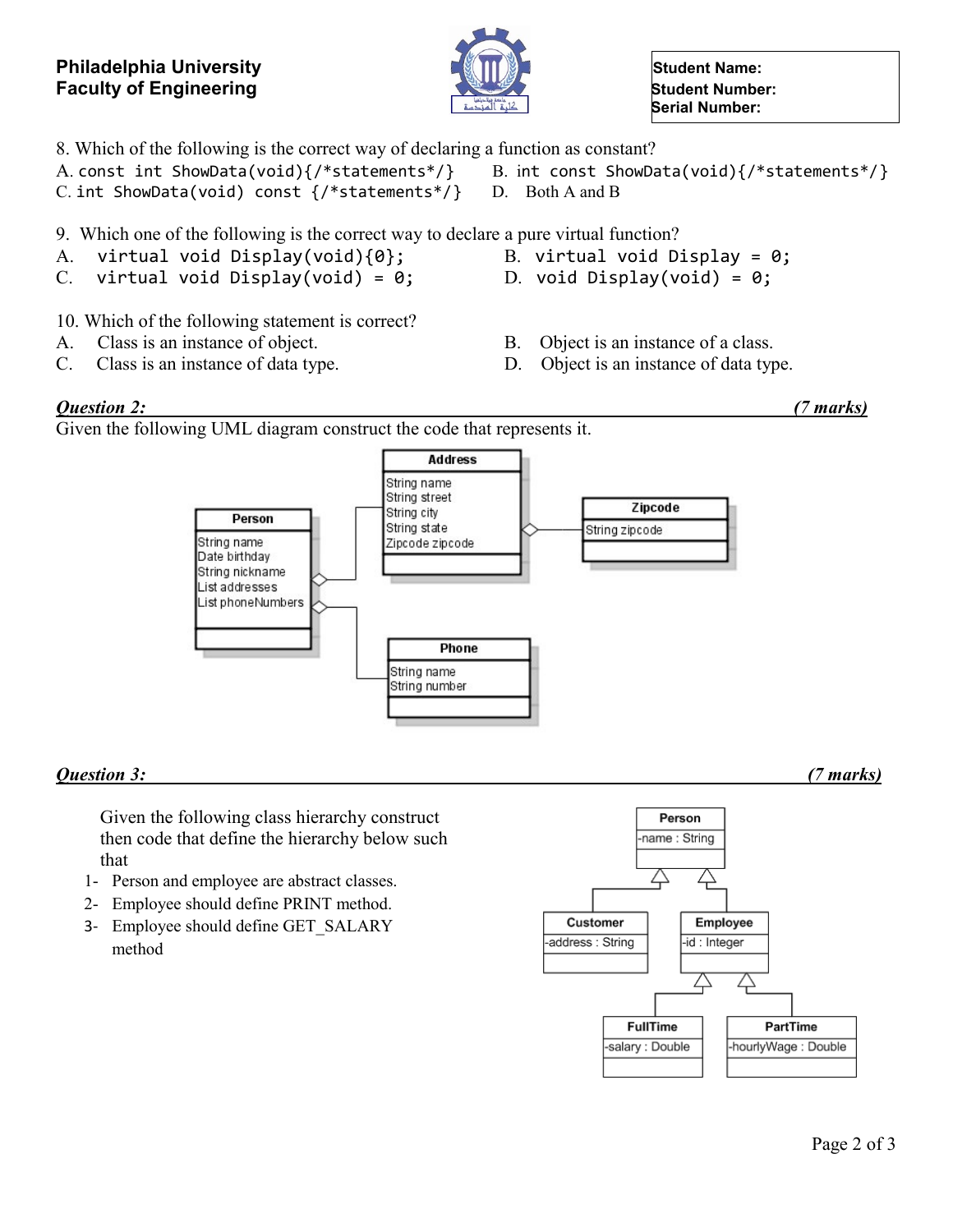**Philadelphia University**
**Faculty of Engineering**

| **Student Name:** |
|---|
| **Student Number:** |
| **Serial Number:** |

8. Which of the following is the correct way of declaring a function as constant?

A. `const int ShowData(void){/*statements*/}`
B. `int const ShowData(void){/*statements*/}`
C. `int ShowData(void) const {/*statements*/}`
D. Both A and B

9. Which one of the following is the correct way to declare a pure virtual function?

A. `virtual void Display(void){0};`
B. `virtual void Display = 0;`
C. `virtual void Display(void) = 0;`
D. `void Display(void) = 0;`

10. Which of the following statement is correct?

A. Class is an instance of object.
B. Object is an instance of a class.
C. Class is an instance of data type.
D. Object is an instance of data type.

***Question 2:*** ***(7 marks)***

Given the following UML diagram construct the code that represents it.

| Person |
|---|
| String name<br>Date birthday<br>String nickname<br>List addresses<br>List phoneNumbers |

| Address |
|---|
| String name<br>String street<br>String city<br>String state<br>Zipcode zipcode |

| Zipcode |
|---|
| String zipcode |

| Phone |
|---|
| String name<br>String number |

***Question 3:*** ***(7 marks)***

Given the following class hierarchy construct then code that define the hierarchy below such that

1- Person and employee are abstract classes.
2- Employee should define PRINT method.
3- Employee should define GET_SALARY method

| Person |
|---|
| -name : String |

| Customer |
|---|
| -address : String |

| Employee |
|---|
| -id : Integer |

| FullTime |
|---|
| -salary : Double |

| PartTime |
|---|
| -hourlyWage : Double |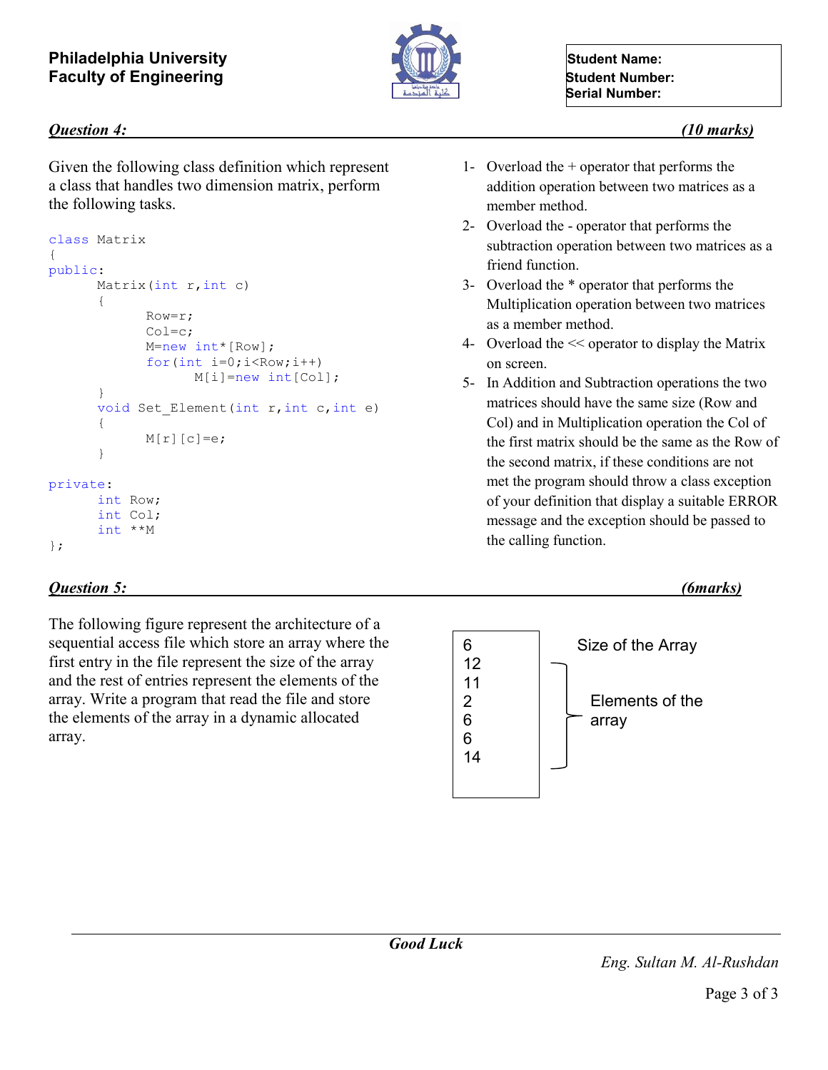**Philadelphia University**
**Faculty of Engineering**

**Student Name:**
**Student Number:**
**Serial Number:**

***Question 4:*** ***(10 marks)***

Given the following class definition which represent a class that handles two dimension matrix, perform the following tasks.

```
class Matrix
{
public:
	Matrix(int r,int c)
	{
		Row=r;
		Col=c;
		M=new int*[Row];
		for(int i=0;i<Row;i++)
			M[i]=new int[Col];
	}
	void Set_Element(int r,int c,int e)
	{
		M[r][c]=e;
	}

private:
	int Row;
	int Col;
	int **M
};
```

1- Overload the + operator that performs the addition operation between two matrices as a member method.
2- Overload the - operator that performs the subtraction operation between two matrices as a friend function.
3- Overload the * operator that performs the Multiplication operation between two matrices as a member method.
4- Overload the << operator to display the Matrix on screen.
5- In Addition and Subtraction operations the two matrices should have the same size (Row and Col) and in Multiplication operation the Col of the first matrix should be the same as the Row of the second matrix, if these conditions are not met the program should throw a class exception of your definition that display a suitable ERROR message and the exception should be passed to the calling function.

***Question 5:*** ***(6marks)***

The following figure represent the architecture of a sequential access file which store an array where the first entry in the file represent the size of the array and the rest of entries represent the elements of the array. Write a program that read the file and store the elements of the array in a dynamic allocated array.

6 — Size of the Array
12
11
2
6
6
14
Elements of the array

***Good Luck***

*Eng. Sultan M. Al-Rushdan*